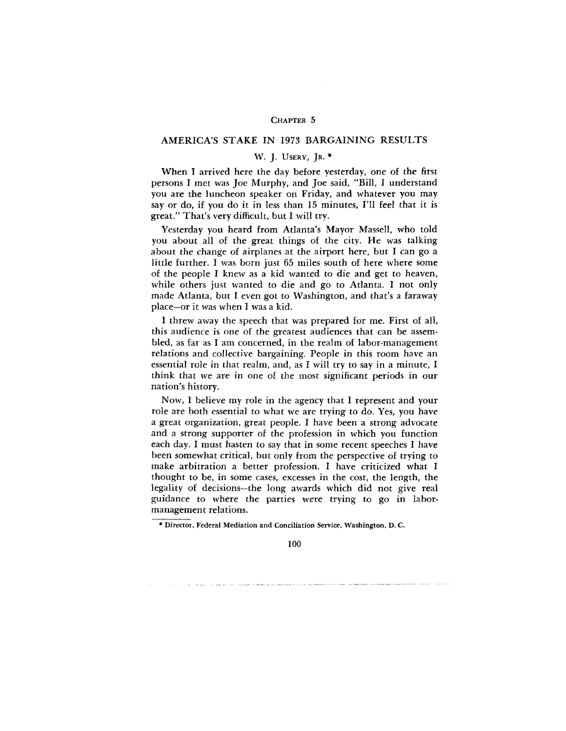CHAPTER 5

# AMERICA'S STAKE IN 1973 BARGAINING RESULTS

W. J. USERY, JR. *

When I arrived here the day before yesterday, one of the first persons I met was Joe Murphy, and Joe said, "Bill, I understand you are the luncheon speaker on Friday, and whatever you may say or do, if you do it in less than 15 minutes, I'll feel that it is great." That's very difficult, but I will try.

Yesterday you heard from Atlanta's Mayor Massell, who told you about all of the great things of the city. He was talking about the change of airplanes at the airport here, but I can go a little further. I was born just 65 miles south of here where some of the people I knew as a kid wanted to die and get to heaven, while others just wanted to die and go to Atlanta. I not only made Atlanta, but I even got to Washington, and that's a faraway place—or it was when I was a kid.

I threw away the speech that was prepared for me. First of all, this audience is one of the greatest audiences that can be assembled, as far as I am concerned, in the realm of labor-management relations and collective bargaining. People in this room have an essential role in that realm, and, as I will try to say in a minute, I think that we are in one of the most significant periods in our nation's history.

Now, I believe my role in the agency that I represent and your role are both essential to what we are trying to do. Yes, you have a great organization, great people. I have been a strong advocate and a strong supporter of the profession in which you function each day. I must hasten to say that in some recent speeches I have been somewhat critical, but only from the perspective of trying to make arbitration a better profession. I have criticized what I thought to be, in some cases, excesses in the cost, the length, the legality of decisions—the long awards which did not give real guidance to where the parties were trying to go in labor-management relations.

* Director, Federal Mediation and Conciliation Service, Washington, D. C.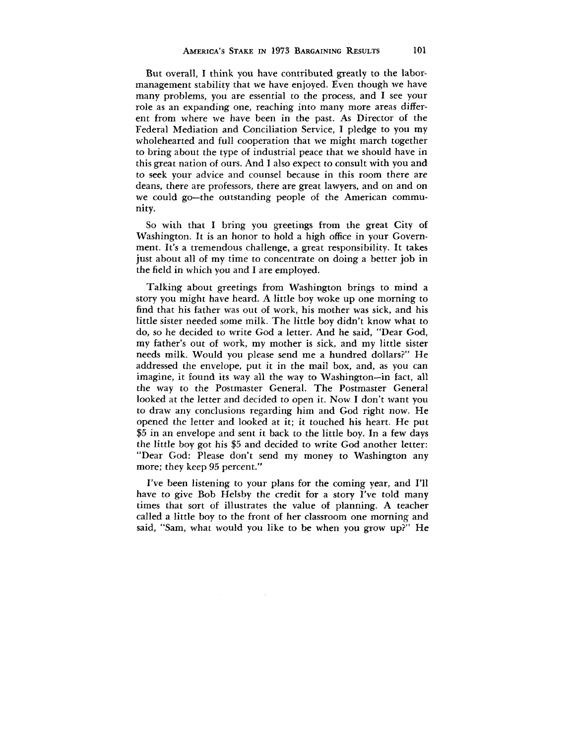But overall, I think you have contributed greatly to the labor-management stability that we have enjoyed. Even though we have many problems, you are essential to the process, and I see your role as an expanding one, reaching into many more areas different from where we have been in the past. As Director of the Federal Mediation and Conciliation Service, I pledge to you my wholehearted and full cooperation that we might march together to bring about the type of industrial peace that we should have in this great nation of ours. And I also expect to consult with you and to seek your advice and counsel because in this room there are deans, there are professors, there are great lawyers, and on and on we could go—the outstanding people of the American community.

So with that I bring you greetings from the great City of Washington. It is an honor to hold a high office in your Government. It's a tremendous challenge, a great responsibility. It takes just about all of my time to concentrate on doing a better job in the field in which you and I are employed.

Talking about greetings from Washington brings to mind a story you might have heard. A little boy woke up one morning to find that his father was out of work, his mother was sick, and his little sister needed some milk. The little boy didn't know what to do, so he decided to write God a letter. And he said, "Dear God, my father's out of work, my mother is sick, and my little sister needs milk. Would you please send me a hundred dollars?" He addressed the envelope, put it in the mail box, and, as you can imagine, it found its way all the way to Washington—in fact, all the way to the Postmaster General. The Postmaster General looked at the letter and decided to open it. Now I don't want you to draw any conclusions regarding him and God right now. He opened the letter and looked at it; it touched his heart. He put $5 in an envelope and sent it back to the little boy. In a few days the little boy got his $5 and decided to write God another letter: "Dear God: Please don't send my money to Washington any more; they keep 95 percent."

I've been listening to your plans for the coming year, and I'll have to give Bob Helsby the credit for a story I've told many times that sort of illustrates the value of planning. A teacher called a little boy to the front of her classroom one morning and said, "Sam, what would you like to be when you grow up?" He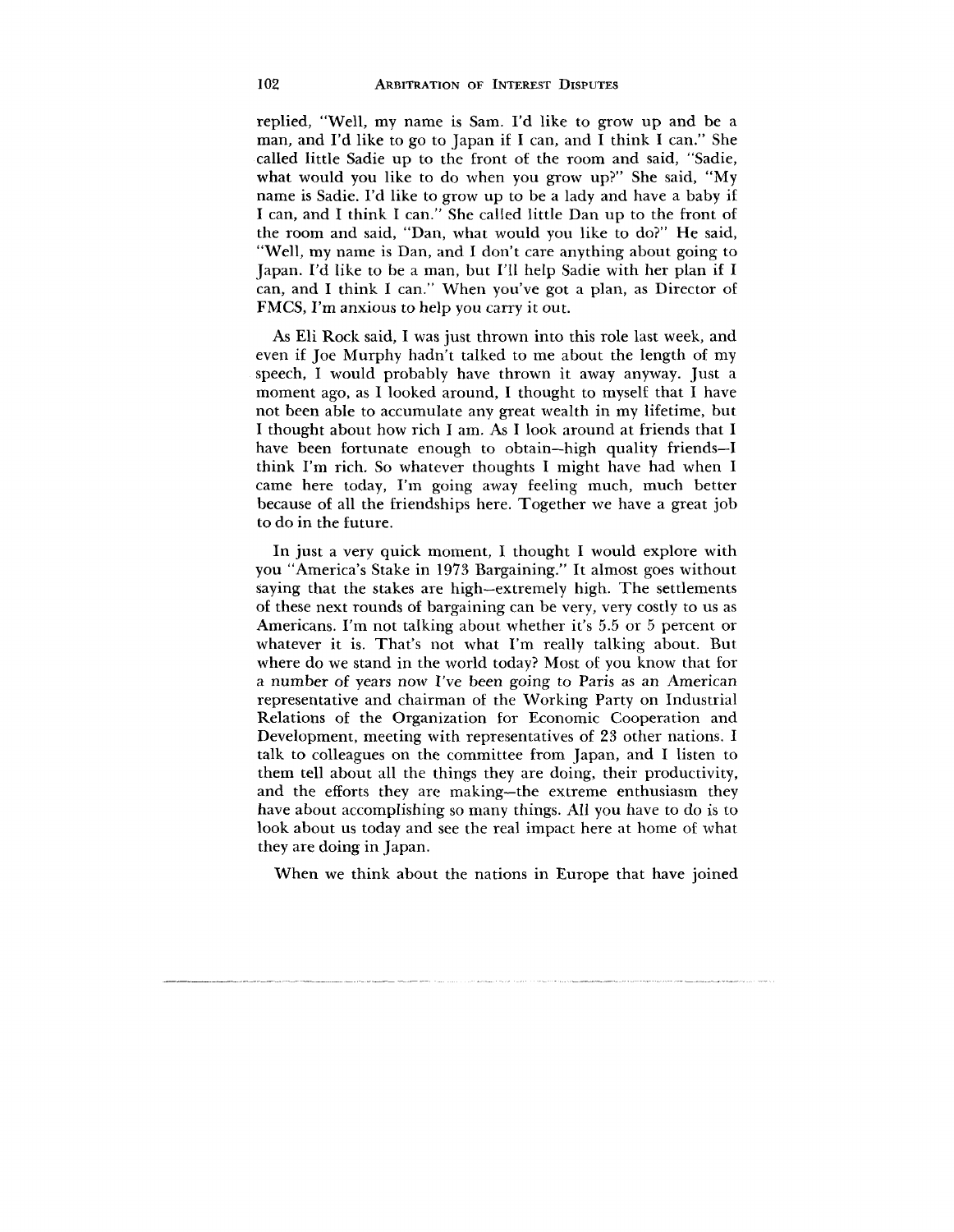replied, "Well, my name is Sam. I'd like to grow up and be a man, and I'd like to go to Japan if I can, and I think I can." She called little Sadie up to the front of the room and said, "Sadie, what would you like to do when you grow up?" She said, "My name is Sadie. I'd like to grow up to be a lady and have a baby if I can, and I think I can." She called little Dan up to the front of the room and said, "Dan, what would you like to do?" He said, "Well, my name is Dan, and I don't care anything about going to Japan. I'd like to be a man, but I'll help Sadie with her plan if I can, and I think I can." When you've got a plan, as Director of FMCS, I'm anxious to help you carry it out.

As Eli Rock said, I was just thrown into this role last week, and even if Joe Murphy hadn't talked to me about the length of my speech, I would probably have thrown it away anyway. Just a moment ago, as I looked around, I thought to myself that I have not been able to accumulate any great wealth in my lifetime, but I thought about how rich I am. As I look around at friends that I have been fortunate enough to obtain—high quality friends—I think I'm rich. So whatever thoughts I might have had when I came here today, I'm going away feeling much, much better because of all the friendships here. Together we have a great job to do in the future.

In just a very quick moment, I thought I would explore with you "America's Stake in 1973 Bargaining." It almost goes without saying that the stakes are high—extremely high. The settlements of these next rounds of bargaining can be very, very costly to us as Americans. I'm not talking about whether it's 5.5 or 5 percent or whatever it is. That's not what I'm really talking about. But where do we stand in the world today? Most of you know that for a number of years now I've been going to Paris as an American representative and chairman of the Working Party on Industrial Relations of the Organization for Economic Cooperation and Development, meeting with representatives of 23 other nations. I talk to colleagues on the committee from Japan, and I listen to them tell about all the things they are doing, their productivity, and the efforts they are making—the extreme enthusiasm they have about accomplishing so many things. All you have to do is to look about us today and see the real impact here at home of what they are doing in Japan.

When we think about the nations in Europe that have joined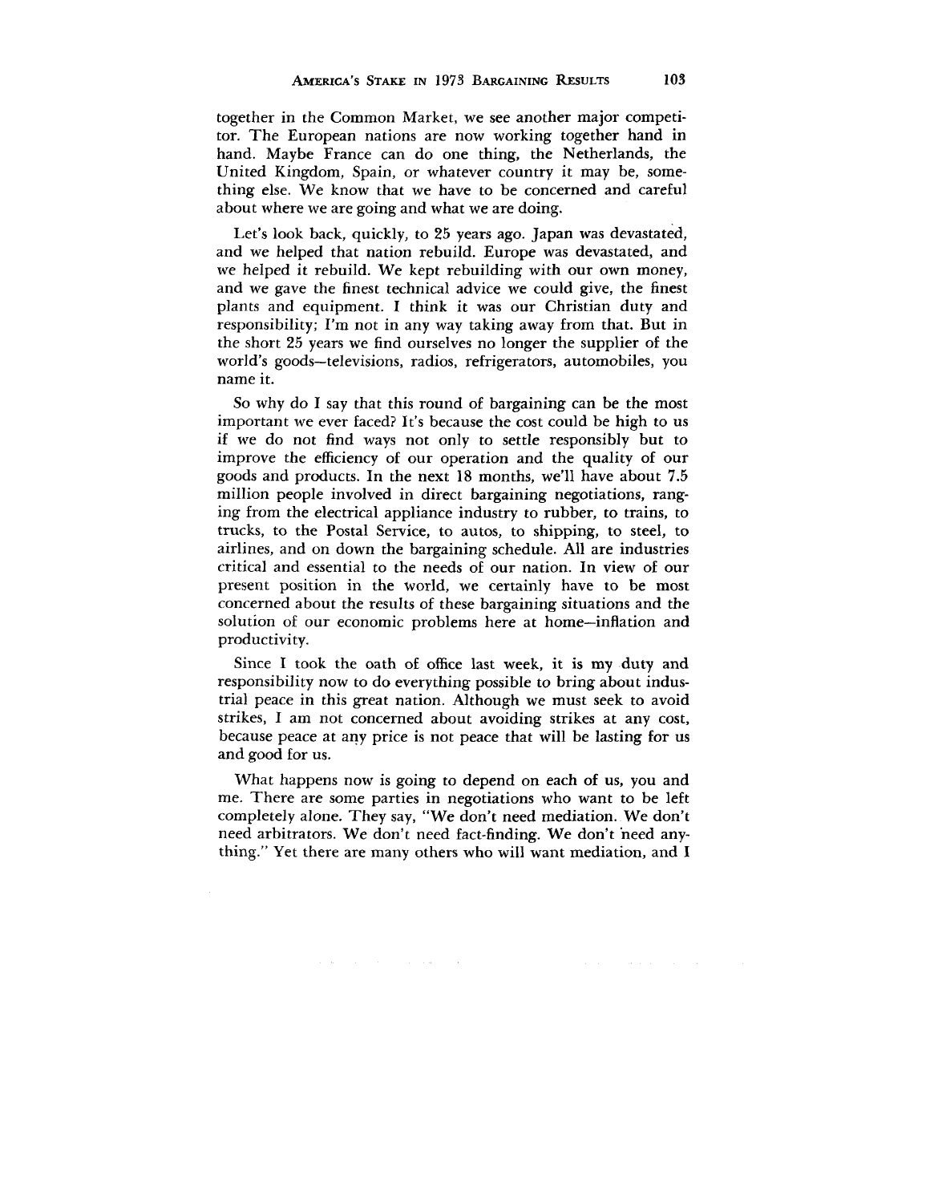together in the Common Market, we see another major competitor. The European nations are now working together hand in hand. Maybe France can do one thing, the Netherlands, the United Kingdom, Spain, or whatever country it may be, something else. We know that we have to be concerned and careful about where we are going and what we are doing.

Let's look back, quickly, to 25 years ago. Japan was devastated, and we helped that nation rebuild. Europe was devastated, and we helped it rebuild. We kept rebuilding with our own money, and we gave the finest technical advice we could give, the finest plants and equipment. I think it was our Christian duty and responsibility; I'm not in any way taking away from that. But in the short 25 years we find ourselves no longer the supplier of the world's goods—televisions, radios, refrigerators, automobiles, you name it.

So why do I say that this round of bargaining can be the most important we ever faced? It's because the cost could be high to us if we do not find ways not only to settle responsibly but to improve the efficiency of our operation and the quality of our goods and products. In the next 18 months, we'll have about 7.5 million people involved in direct bargaining negotiations, ranging from the electrical appliance industry to rubber, to trains, to trucks, to the Postal Service, to autos, to shipping, to steel, to airlines, and on down the bargaining schedule. All are industries critical and essential to the needs of our nation. In view of our present position in the world, we certainly have to be most concerned about the results of these bargaining situations and the solution of our economic problems here at home—inflation and productivity.

Since I took the oath of office last week, it is my duty and responsibility now to do everything possible to bring about industrial peace in this great nation. Although we must seek to avoid strikes, I am not concerned about avoiding strikes at any cost, because peace at any price is not peace that will be lasting for us and good for us.

What happens now is going to depend on each of us, you and me. There are some parties in negotiations who want to be left completely alone. They say, "We don't need mediation. We don't need arbitrators. We don't need fact-finding. We don't need anything." Yet there are many others who will want mediation, and I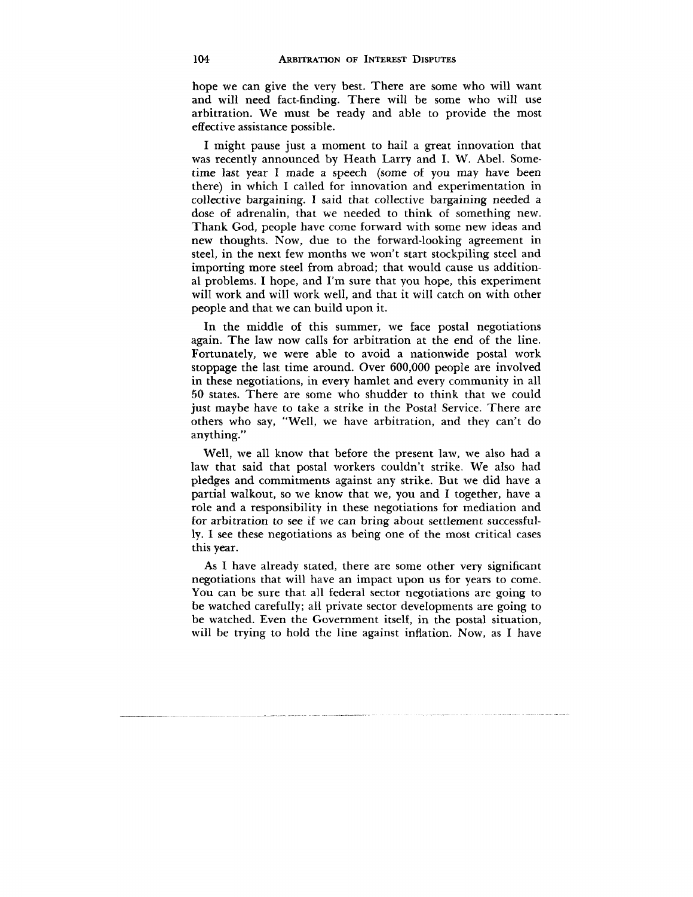hope we can give the very best. There are some who will want and will need fact-finding. There will be some who will use arbitration. We must be ready and able to provide the most effective assistance possible.

I might pause just a moment to hail a great innovation that was recently announced by Heath Larry and I. W. Abel. Sometime last year I made a speech (some of you may have been there) in which I called for innovation and experimentation in collective bargaining. I said that collective bargaining needed a dose of adrenalin, that we needed to think of something new. Thank God, people have come forward with some new ideas and new thoughts. Now, due to the forward-looking agreement in steel, in the next few months we won't start stockpiling steel and importing more steel from abroad; that would cause us additional problems. I hope, and I'm sure that you hope, this experiment will work and will work well, and that it will catch on with other people and that we can build upon it.

In the middle of this summer, we face postal negotiations again. The law now calls for arbitration at the end of the line. Fortunately, we were able to avoid a nationwide postal work stoppage the last time around. Over 600,000 people are involved in these negotiations, in every hamlet and every community in all 50 states. There are some who shudder to think that we could just maybe have to take a strike in the Postal Service. There are others who say, "Well, we have arbitration, and they can't do anything."

Well, we all know that before the present law, we also had a law that said that postal workers couldn't strike. We also had pledges and commitments against any strike. But we did have a partial walkout, so we know that we, you and I together, have a role and a responsibility in these negotiations for mediation and for arbitration to see if we can bring about settlement successfully. I see these negotiations as being one of the most critical cases this year.

As I have already stated, there are some other very significant negotiations that will have an impact upon us for years to come. You can be sure that all federal sector negotiations are going to be watched carefully; all private sector developments are going to be watched. Even the Government itself, in the postal situation, will be trying to hold the line against inflation. Now, as I have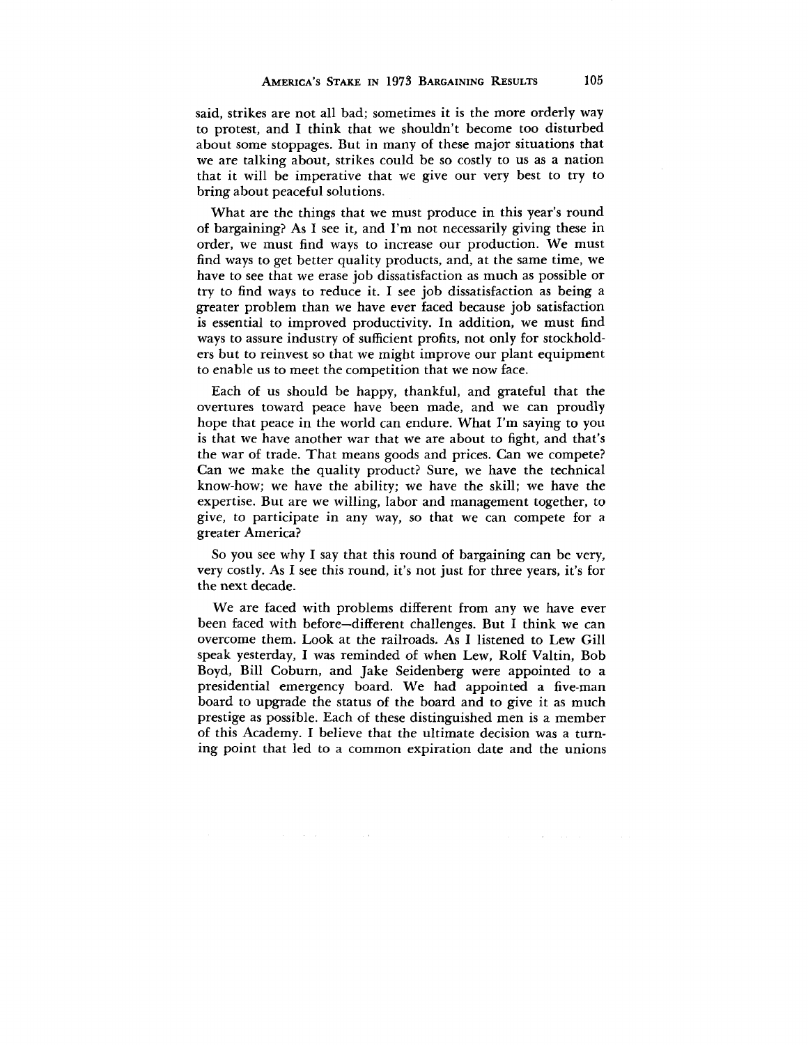said, strikes are not all bad; sometimes it is the more orderly way to protest, and I think that we shouldn't become too disturbed about some stoppages. But in many of these major situations that we are talking about, strikes could be so costly to us as a nation that it will be imperative that we give our very best to try to bring about peaceful solutions.

What are the things that we must produce in this year's round of bargaining? As I see it, and I'm not necessarily giving these in order, we must find ways to increase our production. We must find ways to get better quality products, and, at the same time, we have to see that we erase job dissatisfaction as much as possible or try to find ways to reduce it. I see job dissatisfaction as being a greater problem than we have ever faced because job satisfaction is essential to improved productivity. In addition, we must find ways to assure industry of sufficient profits, not only for stockholders but to reinvest so that we might improve our plant equipment to enable us to meet the competition that we now face.

Each of us should be happy, thankful, and grateful that the overtures toward peace have been made, and we can proudly hope that peace in the world can endure. What I'm saying to you is that we have another war that we are about to fight, and that's the war of trade. That means goods and prices. Can we compete? Can we make the quality product? Sure, we have the technical know-how; we have the ability; we have the skill; we have the expertise. But are we willing, labor and management together, to give, to participate in any way, so that we can compete for a greater America?

So you see why I say that this round of bargaining can be very, very costly. As I see this round, it's not just for three years, it's for the next decade.

We are faced with problems different from any we have ever been faced with before—different challenges. But I think we can overcome them. Look at the railroads. As I listened to Lew Gill speak yesterday, I was reminded of when Lew, Rolf Valtin, Bob Boyd, Bill Coburn, and Jake Seidenberg were appointed to a presidential emergency board. We had appointed a five-man board to upgrade the status of the board and to give it as much prestige as possible. Each of these distinguished men is a member of this Academy. I believe that the ultimate decision was a turning point that led to a common expiration date and the unions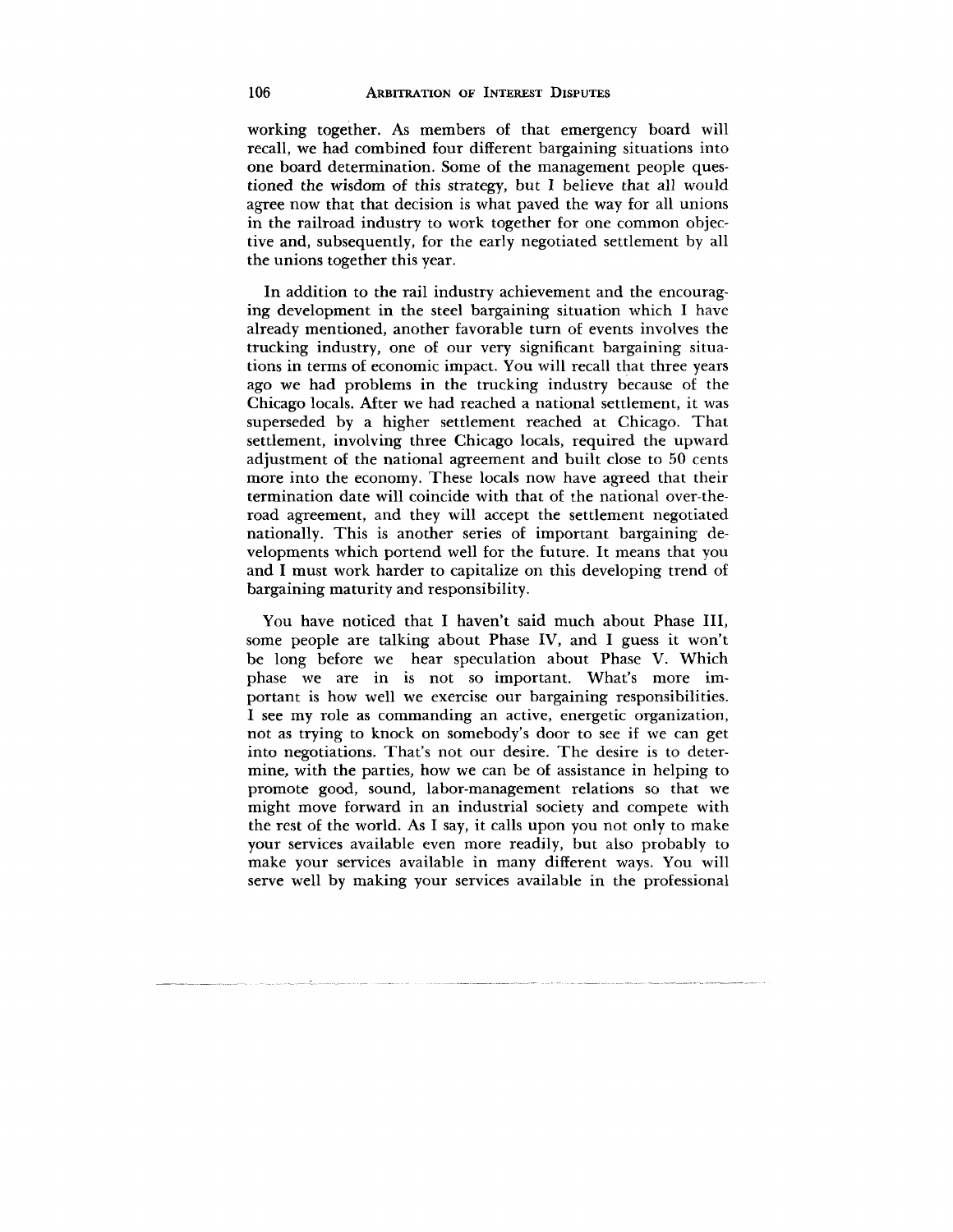working together. As members of that emergency board will recall, we had combined four different bargaining situations into one board determination. Some of the management people questioned the wisdom of this strategy, but I believe that all would agree now that that decision is what paved the way for all unions in the railroad industry to work together for one common objective and, subsequently, for the early negotiated settlement by all the unions together this year.

In addition to the rail industry achievement and the encouraging development in the steel bargaining situation which I have already mentioned, another favorable turn of events involves the trucking industry, one of our very significant bargaining situations in terms of economic impact. You will recall that three years ago we had problems in the trucking industry because of the Chicago locals. After we had reached a national settlement, it was superseded by a higher settlement reached at Chicago. That settlement, involving three Chicago locals, required the upward adjustment of the national agreement and built close to 50 cents more into the economy. These locals now have agreed that their termination date will coincide with that of the national over-the-road agreement, and they will accept the settlement negotiated nationally. This is another series of important bargaining developments which portend well for the future. It means that you and I must work harder to capitalize on this developing trend of bargaining maturity and responsibility.

You have noticed that I haven't said much about Phase III, some people are talking about Phase IV, and I guess it won't be long before we hear speculation about Phase V. Which phase we are in is not so important. What's more important is how well we exercise our bargaining responsibilities. I see my role as commanding an active, energetic organization, not as trying to knock on somebody's door to see if we can get into negotiations. That's not our desire. The desire is to determine, with the parties, how we can be of assistance in helping to promote good, sound, labor-management relations so that we might move forward in an industrial society and compete with the rest of the world. As I say, it calls upon you not only to make your services available even more readily, but also probably to make your services available in many different ways. You will serve well by making your services available in the professional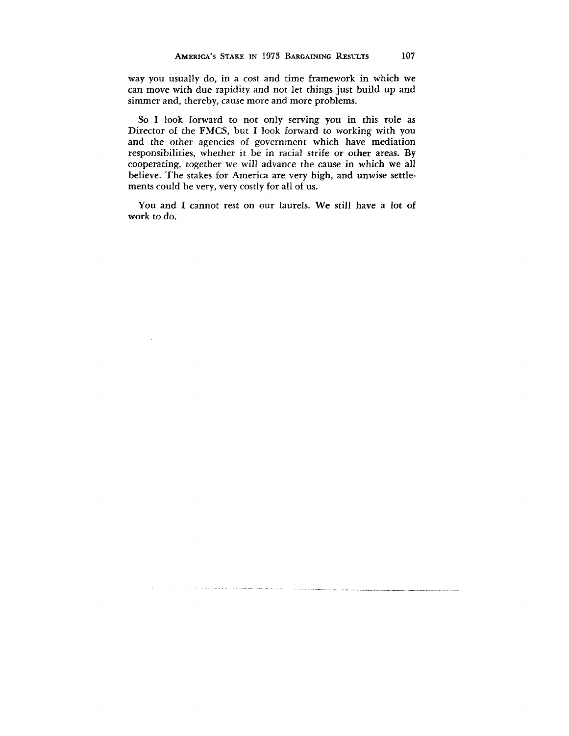way you usually do, in a cost and time framework in which we can move with due rapidity and not let things just build up and simmer and, thereby, cause more and more problems.

So I look forward to not only serving you in this role as Director of the FMCS, but I look forward to working with you and the other agencies of government which have mediation responsibilities, whether it be in racial strife or other areas. By cooperating, together we will advance the cause in which we all believe. The stakes for America are very high, and unwise settlements could be very, very costly for all of us.

You and I cannot rest on our laurels. We still have a lot of work to do.